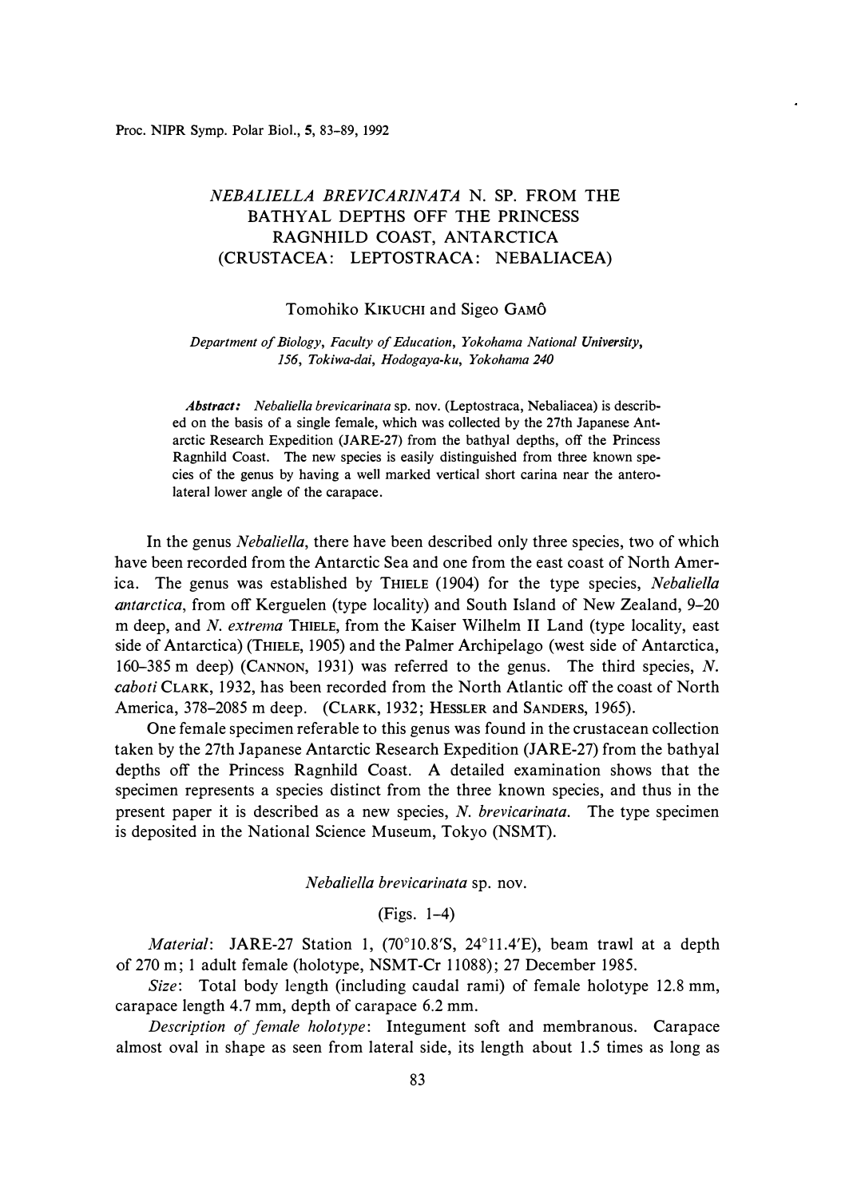# *NEBALIELLA BREVICARINATA* N. SP. FROM THE BATHYAL DEPTHS OFF THE PRINCESS RAGNHILD COAST, ANTARCTICA (CRUSTACEA: LEPTOSTRACA: NEBALIACEA)

Tomohiko KIKUCHI and Sigeo GAMÔ

*Department of Biology, Faculty of Education, Yokohama National University, 156, Tokiwa-dai, Hodogaya-ku, Yokohama 240*

***Abstract:*** *Nebaliella brevicarinata* sp. nov. (Leptostraca, Nebaliacea) is described on the basis of a single female, which was collected by the 27th Japanese Antarctic Research Expedition (JARE-27) from the bathyal depths, off the Princess Ragnhild Coast. The new species is easily distinguished from three known species of the genus by having a well marked vertical short carina near the anterolateral lower angle of the carapace.

In the genus *Nebaliella*, there have been described only three species, two of which have been recorded from the Antarctic Sea and one from the east coast of North America. The genus was established by THIELE (1904) for the type species, *Nebaliella antarctica*, from off Kerguelen (type locality) and South Island of New Zealand, 9–20 m deep, and *N. extrema* THIELE, from the Kaiser Wilhelm II Land (type locality, east side of Antarctica) (THIELE, 1905) and the Palmer Archipelago (west side of Antarctica, 160–385 m deep) (CANNON, 1931) was referred to the genus. The third species, *N. caboti* CLARK, 1932, has been recorded from the North Atlantic off the coast of North America, 378–2085 m deep. (CLARK, 1932; HESSLER and SANDERS, 1965).

One female specimen referable to this genus was found in the crustacean collection taken by the 27th Japanese Antarctic Research Expedition (JARE-27) from the bathyal depths off the Princess Ragnhild Coast. A detailed examination shows that the specimen represents a species distinct from the three known species, and thus in the present paper it is described as a new species, *N. brevicarinata*. The type specimen is deposited in the National Science Museum, Tokyo (NSMT).

## *Nebaliella brevicarinata* sp. nov.

(Figs. 1–4)

*Material*: JARE-27 Station 1, (70°10.8′S, 24°11.4′E), beam trawl at a depth of 270 m; 1 adult female (holotype, NSMT-Cr 11088); 27 December 1985.

*Size*: Total body length (including caudal rami) of female holotype 12.8 mm, carapace length 4.7 mm, depth of carapace 6.2 mm.

*Description of female holotype*: Integument soft and membranous. Carapace almost oval in shape as seen from lateral side, its length about 1.5 times as long as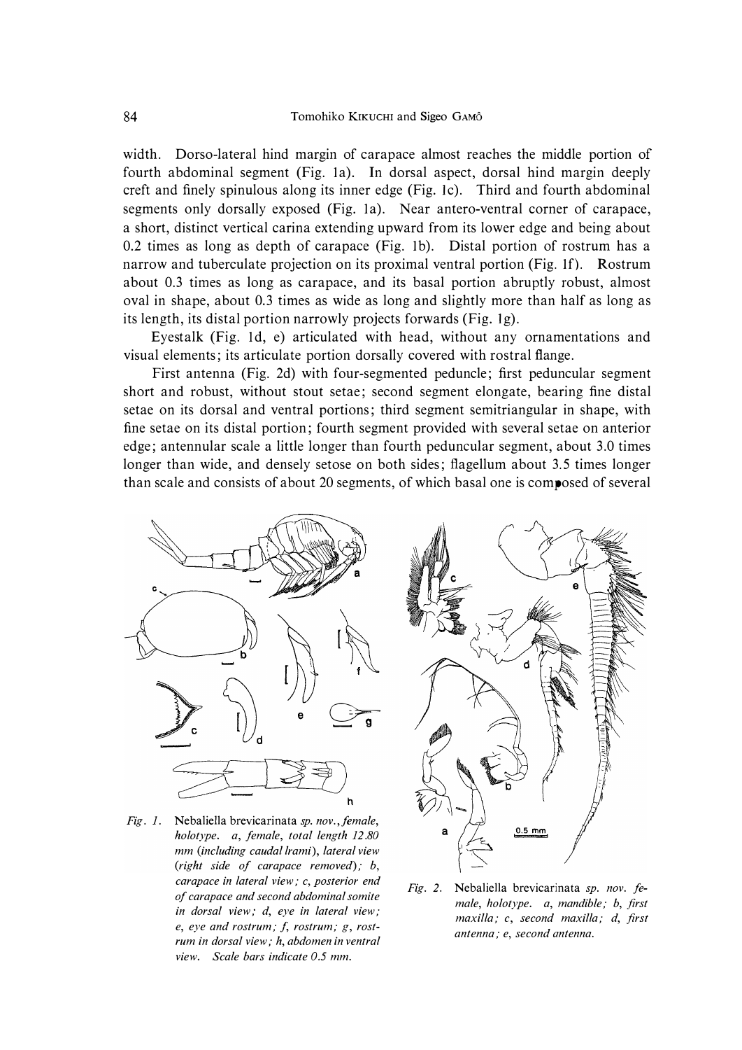width. Dorso-lateral hind margin of carapace almost reaches the middle portion of fourth abdominal segment (Fig. 1a). In dorsal aspect, dorsal hind margin deeply creft and finely spinulous along its inner edge (Fig. 1c). Third and fourth abdominal segments only dorsally exposed (Fig. 1a). Near antero-ventral corner of carapace, a short, distinct vertical carina extending upward from its lower edge and being about 0.2 times as long as depth of carapace (Fig. 1b). Distal portion of rostrum has a narrow and tuberculate projection on its proximal ventral portion (Fig. 1f). Rostrum about 0.3 times as long as carapace, and its basal portion abruptly robust, almost oval in shape, about 0.3 times as wide as long and slightly more than half as long as its length, its distal portion narrowly projects forwards (Fig. 1g).

Eyestalk (Fig. 1d, e) articulated with head, without any ornamentations and visual elements; its articulate portion dorsally covered with rostral flange.

First antenna (Fig. 2d) with four-segmented peduncle; first peduncular segment short and robust, without stout setae; second segment elongate, bearing fine distal setae on its dorsal and ventral portions; third segment semitriangular in shape, with fine setae on its distal portion; fourth segment provided with several setae on anterior edge; antennular scale a little longer than fourth peduncular segment, about 3.0 times longer than wide, and densely setose on both sides; flagellum about 3.5 times longer than scale and consists of about 20 segments, of which basal one is composed of several

*Fig. 1.* Nebaliella brevicarinata *sp. nov., female, holotype. a, female, total length 12.80 mm (including caudal lrami), lateral view (right side of carapace removed); b, carapace in lateral view; c, posterior end of carapace and second abdominal somite in dorsal view; d, eye in lateral view; e, eye and rostrum; f, rostrum; g, rostrum in dorsal view; h, abdomen in ventral view. Scale bars indicate 0.5 mm.*

*Fig. 2.* Nebaliella brevicarinata *sp. nov. female, holotype. a, mandible; b, first maxilla; c, second maxilla; d, first antenna; e, second antenna.*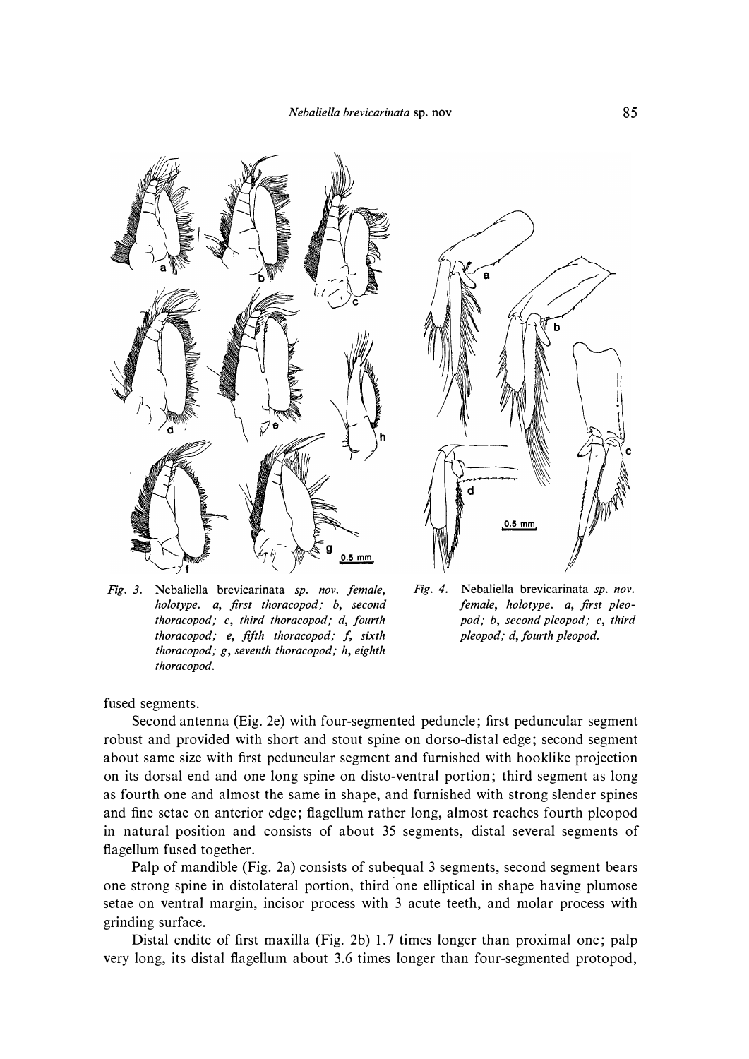*Fig. 3.* Nebaliella brevicarinata *sp. nov. female, holotype. a, first thoracopod; b, second thoracopod; c, third thoracopod; d, fourth thoracopod; e, fifth thoracopod; f, sixth thoracopod; g, seventh thoracopod; h, eighth thoracopod.*

*Fig. 4.* Nebaliella brevicarinata *sp. nov. female, holotype. a, first pleopod; b, second pleopod; c, third pleopod; d, fourth pleopod.*

fused segments.

Second antenna (Eig. 2e) with four-segmented peduncle; first peduncular segment robust and provided with short and stout spine on dorso-distal edge; second segment about same size with first peduncular segment and furnished with hooklike projection on its dorsal end and one long spine on disto-ventral portion; third segment as long as fourth one and almost the same in shape, and furnished with strong slender spines and fine setae on anterior edge; flagellum rather long, almost reaches fourth pleopod in natural position and consists of about 35 segments, distal several segments of flagellum fused together.

Palp of mandible (Fig. 2a) consists of subequal 3 segments, second segment bears one strong spine in distolateral portion, third one elliptical in shape having plumose setae on ventral margin, incisor process with 3 acute teeth, and molar process with grinding surface.

Distal endite of first maxilla (Fig. 2b) 1.7 times longer than proximal one; palp very long, its distal flagellum about 3.6 times longer than four-segmented protopod,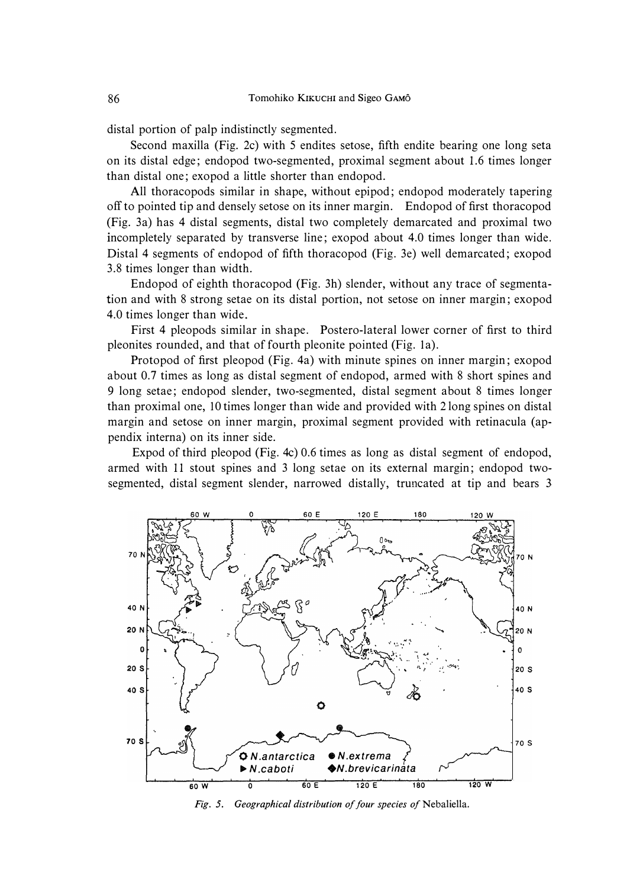distal portion of palp indistinctly segmented.

Second maxilla (Fig. 2c) with 5 endites setose, fifth endite bearing one long seta on its distal edge; endopod two-segmented, proximal segment about 1.6 times longer than distal one; exopod a little shorter than endopod.

All thoracopods similar in shape, without epipod; endopod moderately tapering off to pointed tip and densely setose on its inner margin. Endopod of first thoracopod (Fig. 3a) has 4 distal segments, distal two completely demarcated and proximal two incompletely separated by transverse line; exopod about 4.0 times longer than wide. Distal 4 segments of endopod of fifth thoracopod (Fig. 3e) well demarcated; exopod 3.8 times longer than width.

Endopod of eighth thoracopod (Fig. 3h) slender, without any trace of segmentation and with 8 strong setae on its distal portion, not setose on inner margin; exopod 4.0 times longer than wide.

First 4 pleopods similar in shape. Postero-lateral lower corner of first to third pleonites rounded, and that of fourth pleonite pointed (Fig. 1a).

Protopod of first pleopod (Fig. 4a) with minute spines on inner margin; exopod about 0.7 times as long as distal segment of endopod, armed with 8 short spines and 9 long setae; endopod slender, two-segmented, distal segment about 8 times longer than proximal one, 10 times longer than wide and provided with 2 long spines on distal margin and setose on inner margin, proximal segment provided with retinacula (appendix interna) on its inner side.

Expod of third pleopod (Fig. 4c) 0.6 times as long as distal segment of endopod, armed with 11 stout spines and 3 long setae on its external margin; endopod two-segmented, distal segment slender, narrowed distally, truncated at tip and bears 3

*Fig. 5. Geographical distribution of four species of* Nebaliella.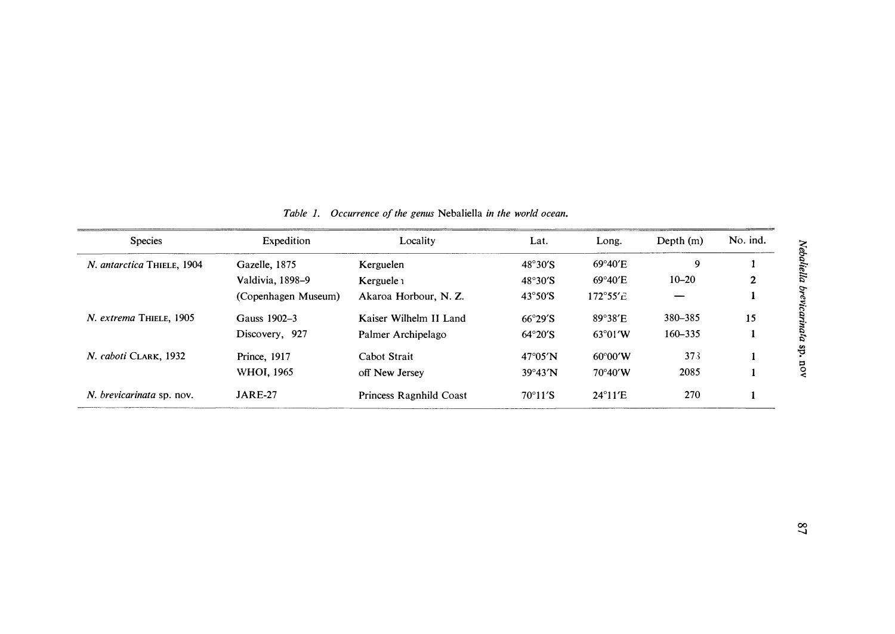*Table 1. Occurrence of the genus* Nebaliella *in the world ocean.*

| Species | Expedition | Locality | Lat. | Long. | Depth (m) | No. ind. |
|---|---|---|---|---|---|---|
| *N. antarctica* THIELE, 1904 | Gazelle, 1875 | Kerguelen | 48°30′S | 69°40′E | 9 | 1 |
| | Valdivia, 1898–9 | Kerguelen | 48°30′S | 69°40′E | 10–20 | 2 |
| | (Copenhagen Museum) | Akaroa Horbour, N. Z. | 43°50′S | 172°55′E | — | 1 |
| *N. extrema* THIELE, 1905 | Gauss 1902–3 | Kaiser Wilhelm II Land | 66°29′S | 89°38′E | 380–385 | 15 |
| | Discovery, 927 | Palmer Archipelago | 64°20′S | 63°01′W | 160–335 | 1 |
| *N. caboti* CLARK, 1932 | Prince, 1917 | Cabot Strait | 47°05′N | 60°00′W | 373 | 1 |
| | WHOI, 1965 | off New Jersey | 39°43′N | 70°40′W | 2085 | 1 |
| *N. brevicarinata* sp. nov. | JARE-27 | Princess Ragnhild Coast | 70°11′S | 24°11′E | 270 | 1 |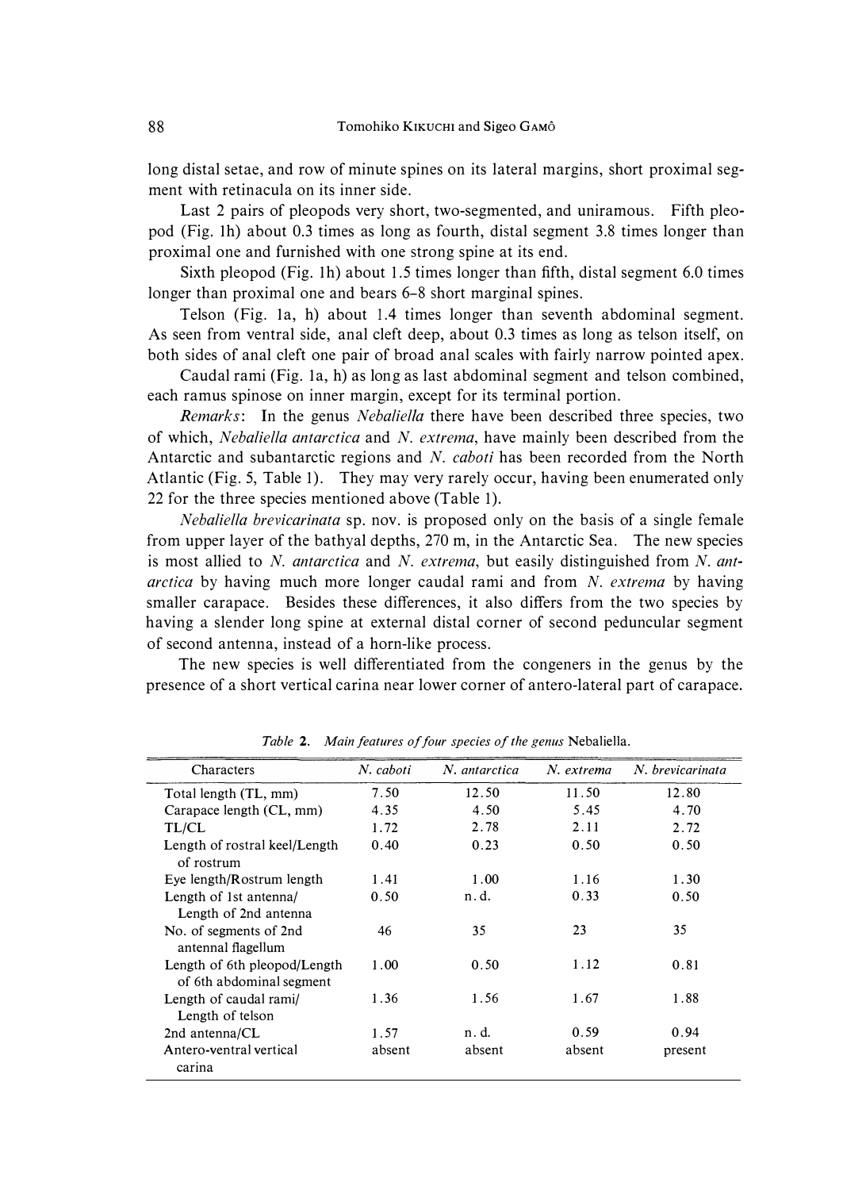long distal setae, and row of minute spines on its lateral margins, short proximal segment with retinacula on its inner side.

Last 2 pairs of pleopods very short, two-segmented, and uniramous. Fifth pleopod (Fig. 1h) about 0.3 times as long as fourth, distal segment 3.8 times longer than proximal one and furnished with one strong spine at its end.

Sixth pleopod (Fig. 1h) about 1.5 times longer than fifth, distal segment 6.0 times longer than proximal one and bears 6–8 short marginal spines.

Telson (Fig. 1a, h) about 1.4 times longer than seventh abdominal segment. As seen from ventral side, anal cleft deep, about 0.3 times as long as telson itself, on both sides of anal cleft one pair of broad anal scales with fairly narrow pointed apex.

Caudal rami (Fig. 1a, h) as long as last abdominal segment and telson combined, each ramus spinose on inner margin, except for its terminal portion.

*Remarks*: In the genus *Nebaliella* there have been described three species, two of which, *Nebaliella antarctica* and *N. extrema*, have mainly been described from the Antarctic and subantarctic regions and *N. caboti* has been recorded from the North Atlantic (Fig. 5, Table 1). They may very rarely occur, having been enumerated only 22 for the three species mentioned above (Table 1).

*Nebaliella brevicarinata* sp. nov. is proposed only on the basis of a single female from upper layer of the bathyal depths, 270 m, in the Antarctic Sea. The new species is most allied to *N. antarctica* and *N. extrema*, but easily distinguished from *N. antarctica* by having much more longer caudal rami and from *N. extrema* by having smaller carapace. Besides these differences, it also differs from the two species by having a slender long spine at external distal corner of second peduncular segment of second antenna, instead of a horn-like process.

The new species is well differentiated from the congeners in the genus by the presence of a short vertical carina near lower corner of antero-lateral part of carapace.

*Table 2. Main features of four species of the genus* Nebaliella.

| Characters | *N. caboti* | *N. antarctica* | *N. extrema* | *N. brevicarinata* |
|---|---|---|---|---|
| Total length (TL, mm) | 7.50 | 12.50 | 11.50 | 12.80 |
| Carapace length (CL, mm) | 4.35 | 4.50 | 5.45 | 4.70 |
| TL/CL | 1.72 | 2.78 | 2.11 | 2.72 |
| Length of rostral keel/Length of rostrum | 0.40 | 0.23 | 0.50 | 0.50 |
| Eye length/Rostrum length | 1.41 | 1.00 | 1.16 | 1.30 |
| Length of 1st antenna/ Length of 2nd antenna | 0.50 | n. d. | 0.33 | 0.50 |
| No. of segments of 2nd antennal flagellum | 46 | 35 | 23 | 35 |
| Length of 6th pleopod/Length of 6th abdominal segment | 1.00 | 0.50 | 1.12 | 0.81 |
| Length of caudal rami/ Length of telson | 1.36 | 1.56 | 1.67 | 1.88 |
| 2nd antenna/CL | 1.57 | n. d. | 0.59 | 0.94 |
| Antero-ventral vertical carina | absent | absent | absent | present |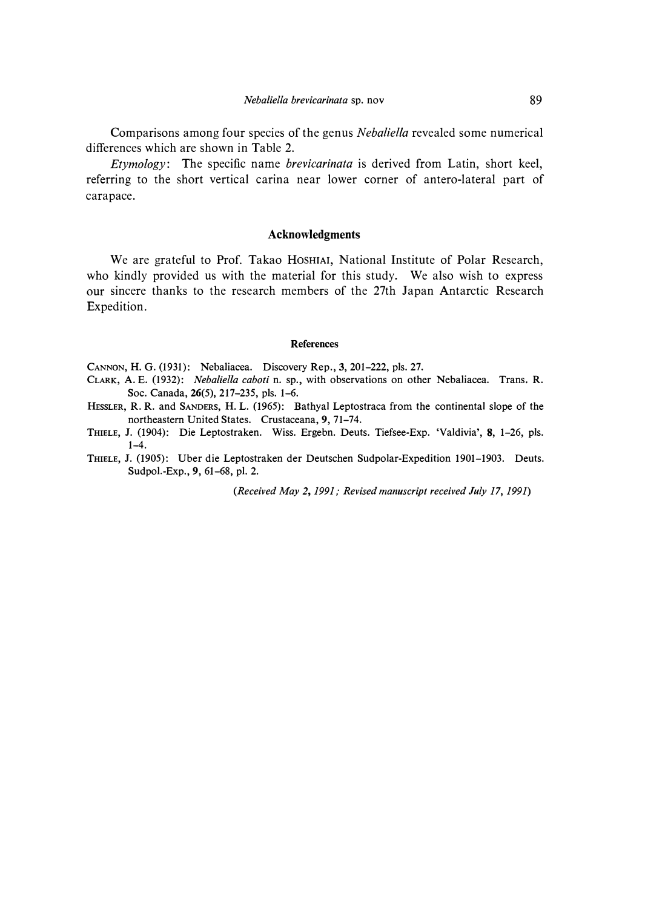Comparisons among four species of the genus *Nebaliella* revealed some numerical differences which are shown in Table 2.

*Etymology*: The specific name *brevicarinata* is derived from Latin, short keel, referring to the short vertical carina near lower corner of antero-lateral part of carapace.

## Acknowledgments

We are grateful to Prof. Takao Hoshiai, National Institute of Polar Research, who kindly provided us with the material for this study. We also wish to express our sincere thanks to the research members of the 27th Japan Antarctic Research Expedition.

## References

Cannon, H. G. (1931): Nebaliacea. Discovery Rep., **3**, 201–222, pls. 27.

Clark, A. E. (1932): *Nebaliella caboti* n. sp., with observations on other Nebaliacea. Trans. R. Soc. Canada, **26**(5), 217–235, pls. 1–6.

Hessler, R. R. and Sanders, H. L. (1965): Bathyal Leptostraca from the continental slope of the northeastern United States. Crustaceana, **9**, 71–74.

Thiele, J. (1904): Die Leptostraken. Wiss. Ergebn. Deuts. Tiefsee-Exp. 'Valdivia', **8**, 1–26, pls. 1–4.

Thiele, J. (1905): Uber die Leptostraken der Deutschen Sudpolar-Expedition 1901–1903. Deuts. Sudpol.-Exp., **9**, 61–68, pl. 2.

(*Received May 2, 1991; Revised manuscript received July 17, 1991*)